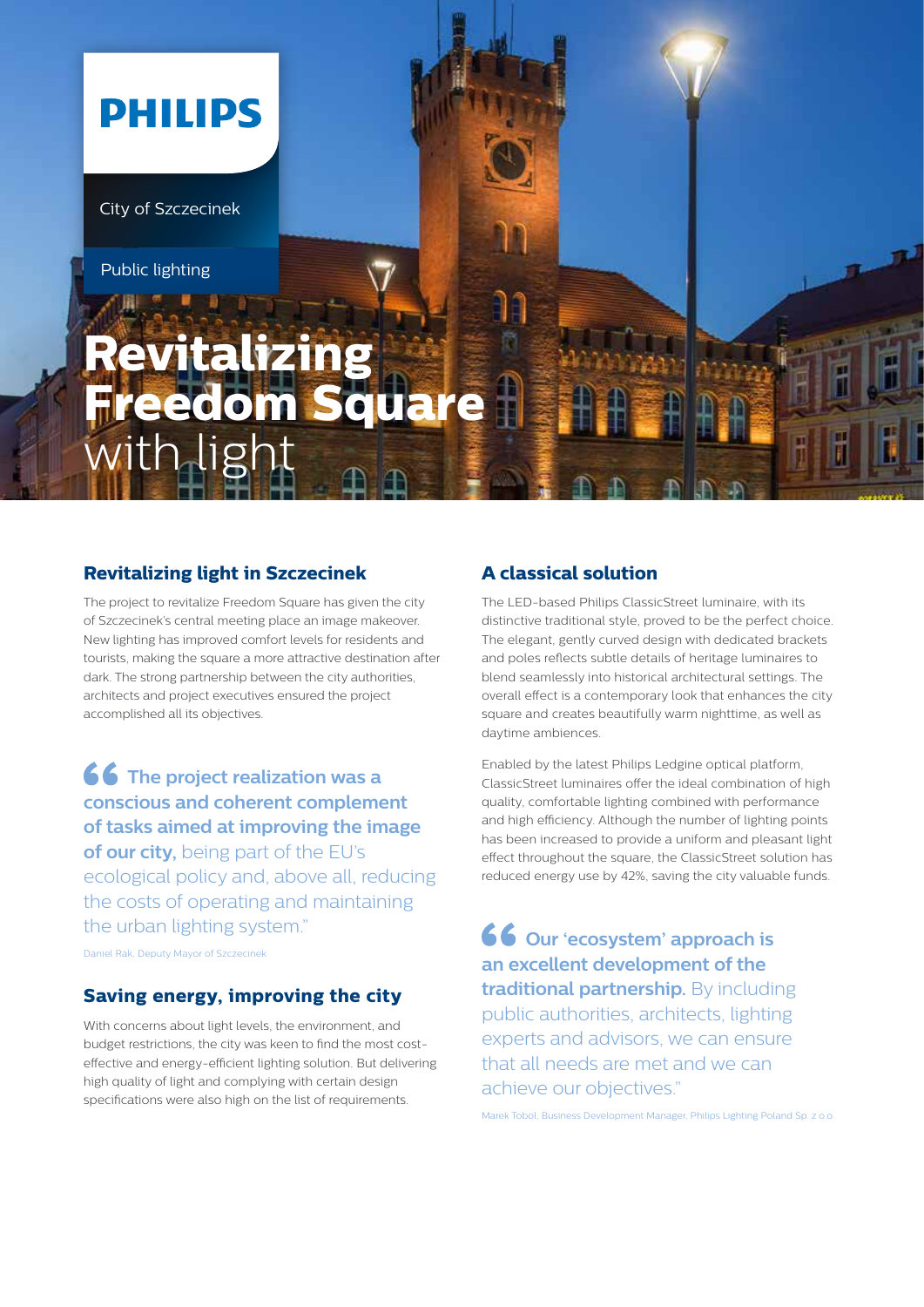PHILIPS

City of Szczecinek

Public lighting

# Revitalizing Freedom Square with light

## Revitalizing light in Szczecinek

The project to revitalize Freedom Square has given the city of Szczecinek's central meeting place an image makeover. New lighting has improved comfort levels for residents and tourists, making the square a more attractive destination after dark. The strong partnership between the city authorities, architects and project executives ensured the project accomplished all its objectives.

> **"The project realization was a conscious and coherent complement of tasks aimed at improving the image of our city,** being part of the EU's ecological policy and, above all, reducing the costs of operating and maintaining the urban lighting system."
>
> Daniel Rak, Deputy Mayor of Szczecinek

## Saving energy, improving the city

With concerns about light levels, the environment, and budget restrictions, the city was keen to find the most cost-effective and energy-efficient lighting solution. But delivering high quality of light and complying with certain design specifications were also high on the list of requirements.

## A classical solution

The LED-based Philips ClassicStreet luminaire, with its distinctive traditional style, proved to be the perfect choice. The elegant, gently curved design with dedicated brackets and poles reflects subtle details of heritage luminaires to blend seamlessly into historical architectural settings. The overall effect is a contemporary look that enhances the city square and creates beautifully warm nighttime, as well as daytime ambiences.

Enabled by the latest Philips Ledgine optical platform, ClassicStreet luminaires offer the ideal combination of high quality, comfortable lighting combined with performance and high efficiency. Although the number of lighting points has been increased to provide a uniform and pleasant light effect throughout the square, the ClassicStreet solution has reduced energy use by 42%, saving the city valuable funds.

> **"Our 'ecosystem' approach is an excellent development of the traditional partnership.** By including public authorities, architects, lighting experts and advisors, we can ensure that all needs are met and we can achieve our objectives."
>
> Marek Tobol, Business Development Manager, Philips Lighting Poland Sp. z o.o.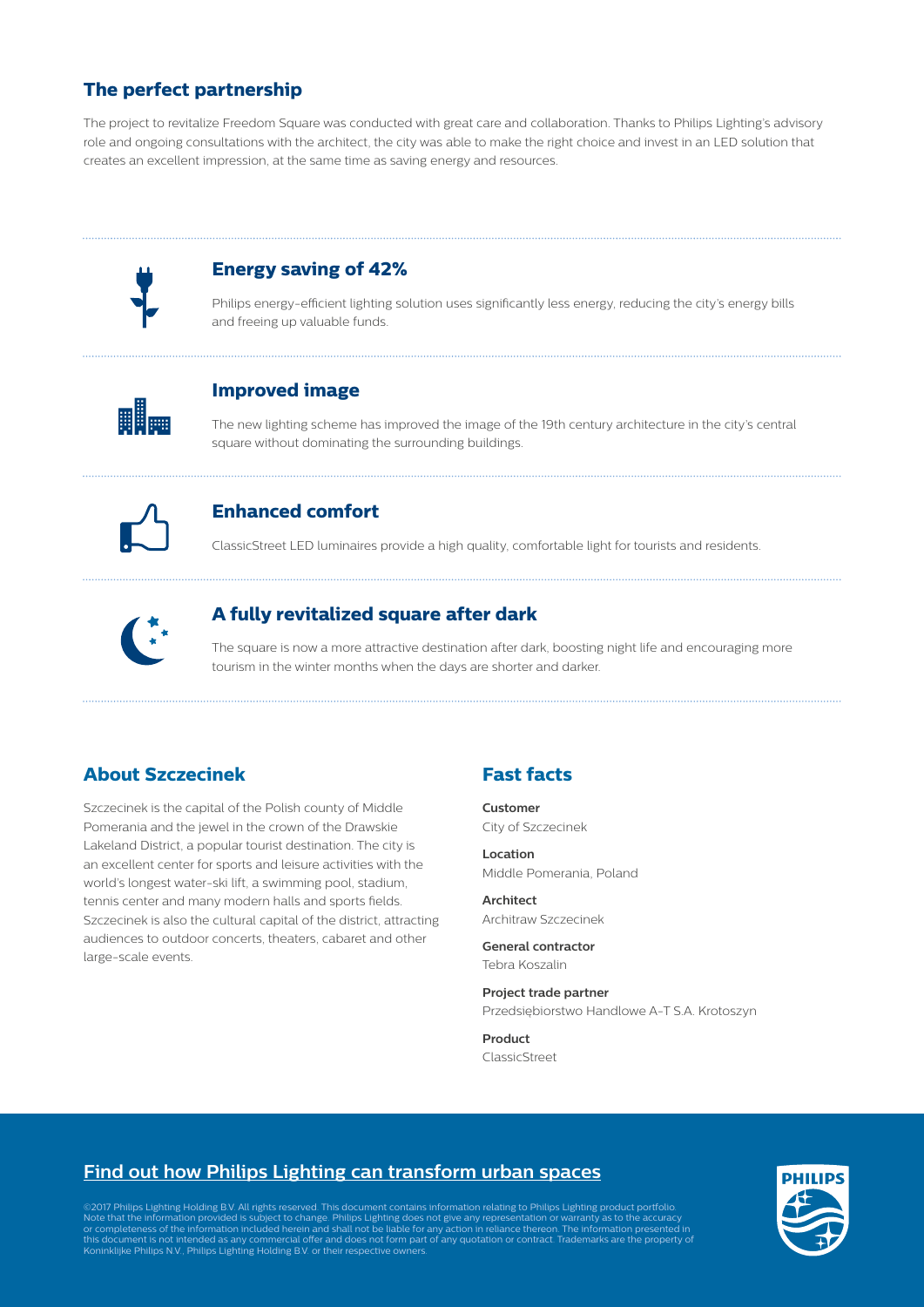## The perfect partnership

The project to revitalize Freedom Square was conducted with great care and collaboration. Thanks to Philips Lighting's advisory role and ongoing consultations with the architect, the city was able to make the right choice and invest in an LED solution that creates an excellent impression, at the same time as saving energy and resources.

### Energy saving of 42%

Philips energy-efficient lighting solution uses significantly less energy, reducing the city's energy bills and freeing up valuable funds.

### Improved image

The new lighting scheme has improved the image of the 19th century architecture in the city's central square without dominating the surrounding buildings.

### Enhanced comfort

ClassicStreet LED luminaires provide a high quality, comfortable light for tourists and residents.

### A fully revitalized square after dark

The square is now a more attractive destination after dark, boosting night life and encouraging more tourism in the winter months when the days are shorter and darker.

## About Szczecinek

Szczecinek is the capital of the Polish county of Middle Pomerania and the jewel in the crown of the Drawskie Lakeland District, a popular tourist destination. The city is an excellent center for sports and leisure activities with the world's longest water-ski lift, a swimming pool, stadium, tennis center and many modern halls and sports fields. Szczecinek is also the cultural capital of the district, attracting audiences to outdoor concerts, theaters, cabaret and other large-scale events.

## Fast facts

**Customer**
City of Szczecinek

**Location**
Middle Pomerania, Poland

**Architect**
Architraw Szczecinek

**General contractor**
Tebra Koszalin

**Project trade partner**
Przedsiębiorstwo Handlowe A-T S.A. Krotoszyn

**Product**
ClassicStreet

## Find out how Philips Lighting can transform urban spaces

©2017 Philips Lighting Holding B.V. All rights reserved. This document contains information relating to Philips Lighting product portfolio. Note that the information provided is subject to change. Philips Lighting does not give any representation or warranty as to the accuracy or completeness of the information included herein and shall not be liable for any action in reliance thereon. The information presented in this document is not intended as any commercial offer and does not form part of any quotation or contract. Trademarks are the property of Koninklijke Philips N.V., Philips Lighting Holding B.V. or their respective owners.